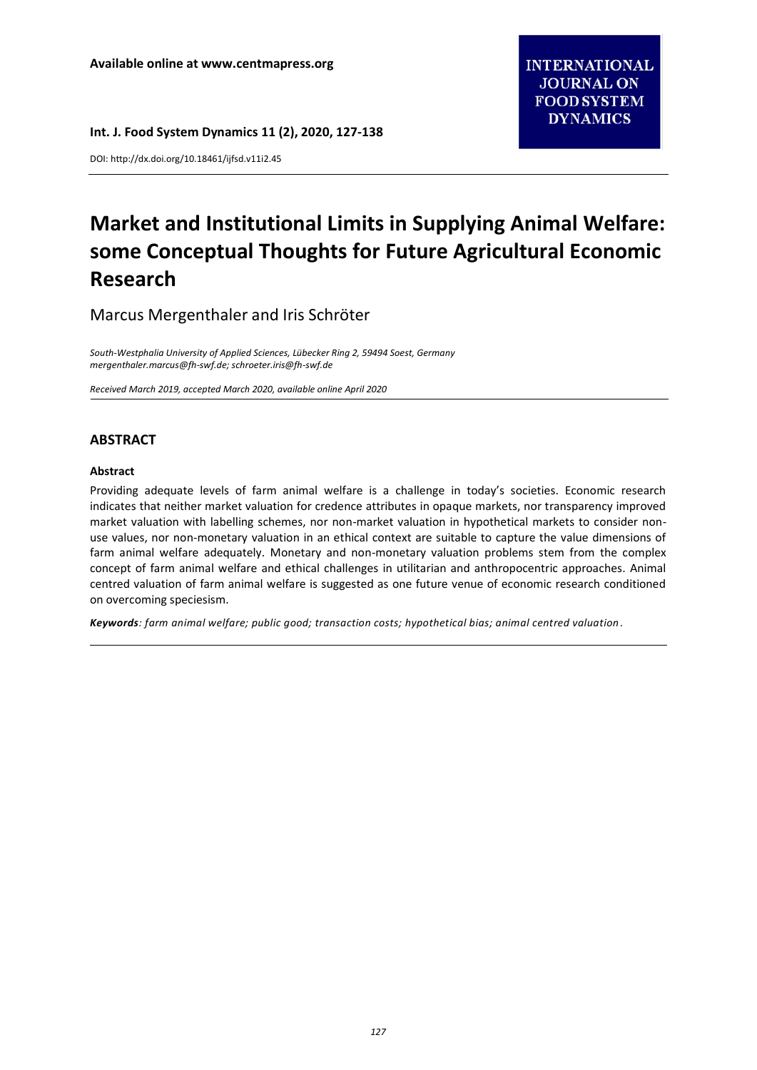Available online at www.centmapress.org

**INTERNATIONAL JOURNAL ON FOOD SYSTEM DYNAMICS**

DOI: http://dx.doi.org/10.18461/ijfsd.v11i2.45

# Market and Institutional Limits in Supplying Animal Welfare: some Conceptual Thoughts for Future Agricultural Economic Research

Marcus Mergenthaler and Iris Schröter

*South-Westphalia University of Applied Sciences, Lübecker Ring 2, 59494 Soest, Germany*
*mergenthaler.marcus@fh-swf.de; schroeter.iris@fh-swf.de*

*Received March 2019, accepted March 2020, available online April 2020*

## ABSTRACT

### Abstract

Providing adequate levels of farm animal welfare is a challenge in today's societies. Economic research indicates that neither market valuation for credence attributes in opaque markets, nor transparency improved market valuation with labelling schemes, nor non-market valuation in hypothetical markets to consider non-use values, nor non-monetary valuation in an ethical context are suitable to capture the value dimensions of farm animal welfare adequately. Monetary and non-monetary valuation problems stem from the complex concept of farm animal welfare and ethical challenges in utilitarian and anthropocentric approaches. Animal centred valuation of farm animal welfare is suggested as one future venue of economic research conditioned on overcoming speciesism.

***Keywords****: farm animal welfare; public good; transaction costs; hypothetical bias; animal centred valuation*.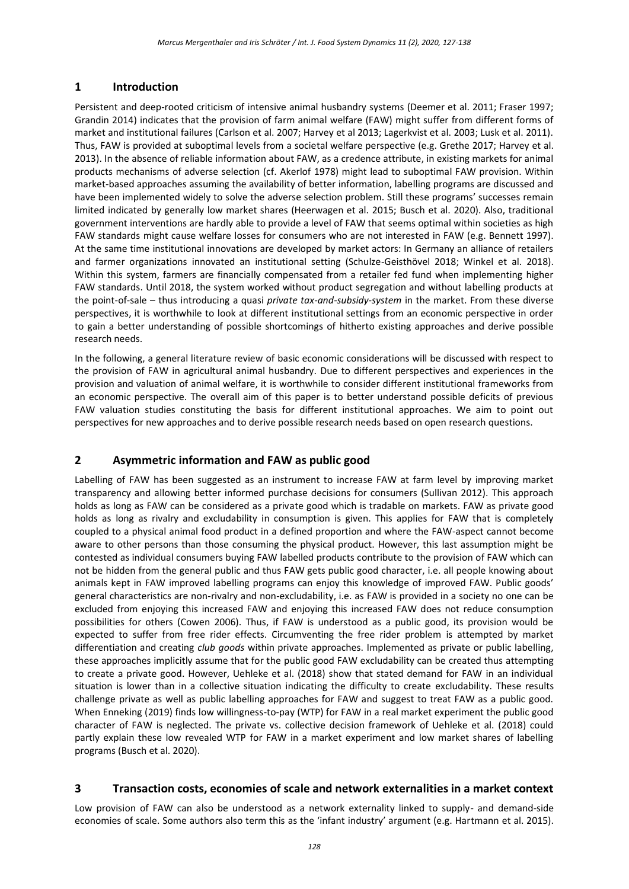## 1 Introduction

Persistent and deep-rooted criticism of intensive animal husbandry systems (Deemer et al. 2011; Fraser 1997; Grandin 2014) indicates that the provision of farm animal welfare (FAW) might suffer from different forms of market and institutional failures (Carlson et al. 2007; Harvey et al 2013; Lagerkvist et al. 2003; Lusk et al. 2011). Thus, FAW is provided at suboptimal levels from a societal welfare perspective (e.g. Grethe 2017; Harvey et al. 2013). In the absence of reliable information about FAW, as a credence attribute, in existing markets for animal products mechanisms of adverse selection (cf. Akerlof 1978) might lead to suboptimal FAW provision. Within market-based approaches assuming the availability of better information, labelling programs are discussed and have been implemented widely to solve the adverse selection problem. Still these programs' successes remain limited indicated by generally low market shares (Heerwagen et al. 2015; Busch et al. 2020). Also, traditional government interventions are hardly able to provide a level of FAW that seems optimal within societies as high FAW standards might cause welfare losses for consumers who are not interested in FAW (e.g. Bennett 1997). At the same time institutional innovations are developed by market actors: In Germany an alliance of retailers and farmer organizations innovated an institutional setting (Schulze-Geisthövel 2018; Winkel et al. 2018). Within this system, farmers are financially compensated from a retailer fed fund when implementing higher FAW standards. Until 2018, the system worked without product segregation and without labelling products at the point-of-sale – thus introducing a quasi *private tax-and-subsidy-system* in the market. From these diverse perspectives, it is worthwhile to look at different institutional settings from an economic perspective in order to gain a better understanding of possible shortcomings of hitherto existing approaches and derive possible research needs.

In the following, a general literature review of basic economic considerations will be discussed with respect to the provision of FAW in agricultural animal husbandry. Due to different perspectives and experiences in the provision and valuation of animal welfare, it is worthwhile to consider different institutional frameworks from an economic perspective. The overall aim of this paper is to better understand possible deficits of previous FAW valuation studies constituting the basis for different institutional approaches. We aim to point out perspectives for new approaches and to derive possible research needs based on open research questions.

## 2 Asymmetric information and FAW as public good

Labelling of FAW has been suggested as an instrument to increase FAW at farm level by improving market transparency and allowing better informed purchase decisions for consumers (Sullivan 2012). This approach holds as long as FAW can be considered as a private good which is tradable on markets. FAW as private good holds as long as rivalry and excludability in consumption is given. This applies for FAW that is completely coupled to a physical animal food product in a defined proportion and where the FAW-aspect cannot become aware to other persons than those consuming the physical product. However, this last assumption might be contested as individual consumers buying FAW labelled products contribute to the provision of FAW which can not be hidden from the general public and thus FAW gets public good character, i.e. all people knowing about animals kept in FAW improved labelling programs can enjoy this knowledge of improved FAW. Public goods' general characteristics are non-rivalry and non-excludability, i.e. as FAW is provided in a society no one can be excluded from enjoying this increased FAW and enjoying this increased FAW does not reduce consumption possibilities for others (Cowen 2006). Thus, if FAW is understood as a public good, its provision would be expected to suffer from free rider effects. Circumventing the free rider problem is attempted by market differentiation and creating *club goods* within private approaches. Implemented as private or public labelling, these approaches implicitly assume that for the public good FAW excludability can be created thus attempting to create a private good. However, Uehleke et al. (2018) show that stated demand for FAW in an individual situation is lower than in a collective situation indicating the difficulty to create excludability. These results challenge private as well as public labelling approaches for FAW and suggest to treat FAW as a public good. When Enneking (2019) finds low willingness-to-pay (WTP) for FAW in a real market experiment the public good character of FAW is neglected. The private vs. collective decision framework of Uehleke et al. (2018) could partly explain these low revealed WTP for FAW in a market experiment and low market shares of labelling programs (Busch et al. 2020).

## 3 Transaction costs, economies of scale and network externalities in a market context

Low provision of FAW can also be understood as a network externality linked to supply- and demand-side economies of scale. Some authors also term this as the 'infant industry' argument (e.g. Hartmann et al. 2015).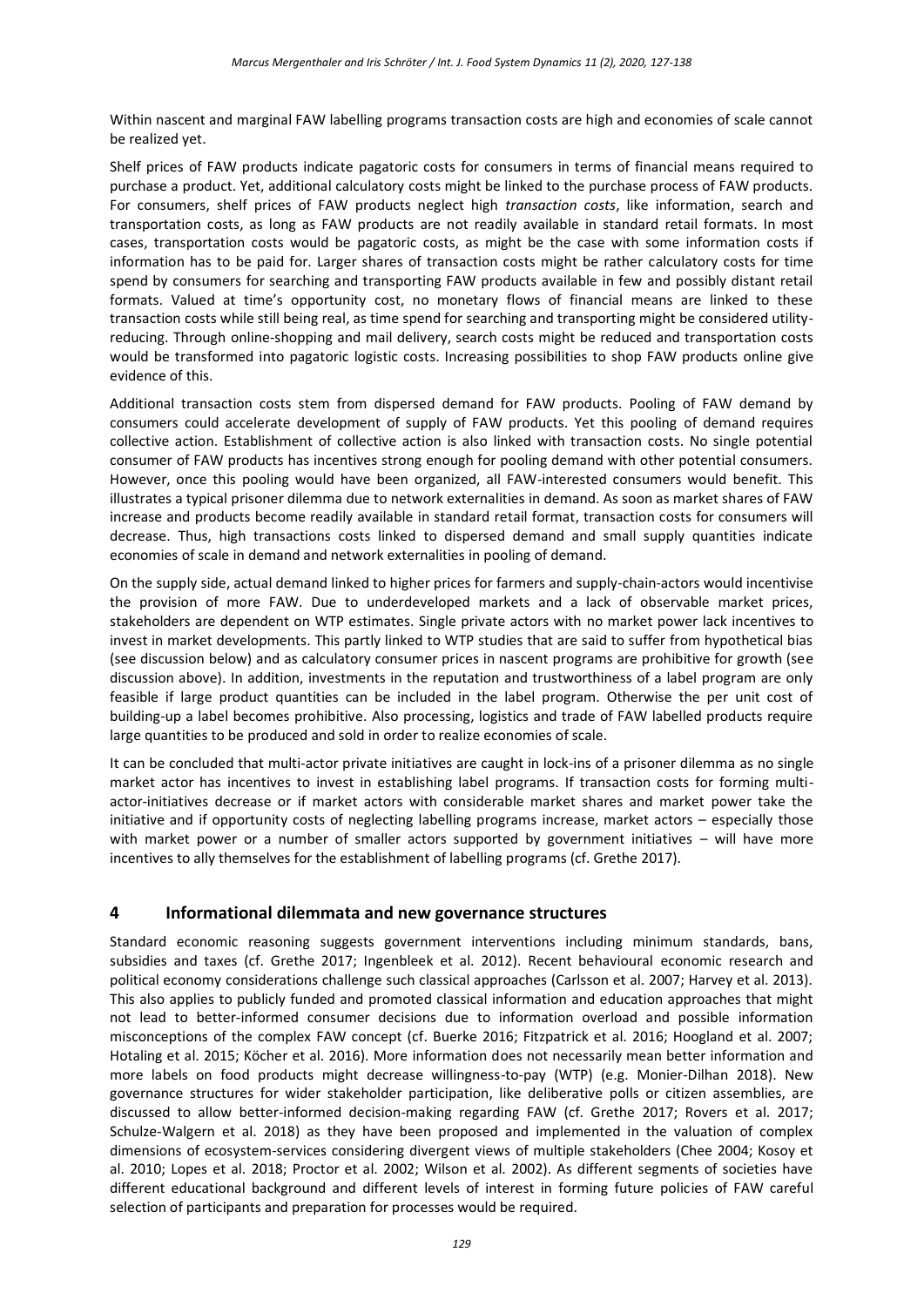Within nascent and marginal FAW labelling programs transaction costs are high and economies of scale cannot be realized yet.

Shelf prices of FAW products indicate pagatoric costs for consumers in terms of financial means required to purchase a product. Yet, additional calculatory costs might be linked to the purchase process of FAW products. For consumers, shelf prices of FAW products neglect high *transaction costs*, like information, search and transportation costs, as long as FAW products are not readily available in standard retail formats. In most cases, transportation costs would be pagatoric costs, as might be the case with some information costs if information has to be paid for. Larger shares of transaction costs might be rather calculatory costs for time spend by consumers for searching and transporting FAW products available in few and possibly distant retail formats. Valued at time's opportunity cost, no monetary flows of financial means are linked to these transaction costs while still being real, as time spend for searching and transporting might be considered utility-reducing. Through online-shopping and mail delivery, search costs might be reduced and transportation costs would be transformed into pagatoric logistic costs. Increasing possibilities to shop FAW products online give evidence of this.

Additional transaction costs stem from dispersed demand for FAW products. Pooling of FAW demand by consumers could accelerate development of supply of FAW products. Yet this pooling of demand requires collective action. Establishment of collective action is also linked with transaction costs. No single potential consumer of FAW products has incentives strong enough for pooling demand with other potential consumers. However, once this pooling would have been organized, all FAW-interested consumers would benefit. This illustrates a typical prisoner dilemma due to network externalities in demand. As soon as market shares of FAW increase and products become readily available in standard retail format, transaction costs for consumers will decrease. Thus, high transactions costs linked to dispersed demand and small supply quantities indicate economies of scale in demand and network externalities in pooling of demand.

On the supply side, actual demand linked to higher prices for farmers and supply-chain-actors would incentivise the provision of more FAW. Due to underdeveloped markets and a lack of observable market prices, stakeholders are dependent on WTP estimates. Single private actors with no market power lack incentives to invest in market developments. This partly linked to WTP studies that are said to suffer from hypothetical bias (see discussion below) and as calculatory consumer prices in nascent programs are prohibitive for growth (see discussion above). In addition, investments in the reputation and trustworthiness of a label program are only feasible if large product quantities can be included in the label program. Otherwise the per unit cost of building-up a label becomes prohibitive. Also processing, logistics and trade of FAW labelled products require large quantities to be produced and sold in order to realize economies of scale.

It can be concluded that multi-actor private initiatives are caught in lock-ins of a prisoner dilemma as no single market actor has incentives to invest in establishing label programs. If transaction costs for forming multi-actor-initiatives decrease or if market actors with considerable market shares and market power take the initiative and if opportunity costs of neglecting labelling programs increase, market actors – especially those with market power or a number of smaller actors supported by government initiatives – will have more incentives to ally themselves for the establishment of labelling programs (cf. Grethe 2017).

## 4 Informational dilemmata and new governance structures

Standard economic reasoning suggests government interventions including minimum standards, bans, subsidies and taxes (cf. Grethe 2017; Ingenbleek et al. 2012). Recent behavioural economic research and political economy considerations challenge such classical approaches (Carlsson et al. 2007; Harvey et al. 2013). This also applies to publicly funded and promoted classical information and education approaches that might not lead to better-informed consumer decisions due to information overload and possible information misconceptions of the complex FAW concept (cf. Buerke 2016; Fitzpatrick et al. 2016; Hoogland et al. 2007; Hotaling et al. 2015; Köcher et al. 2016). More information does not necessarily mean better information and more labels on food products might decrease willingness-to-pay (WTP) (e.g. Monier-Dilhan 2018). New governance structures for wider stakeholder participation, like deliberative polls or citizen assemblies, are discussed to allow better-informed decision-making regarding FAW (cf. Grethe 2017; Rovers et al. 2017; Schulze-Walgern et al. 2018) as they have been proposed and implemented in the valuation of complex dimensions of ecosystem-services considering divergent views of multiple stakeholders (Chee 2004; Kosoy et al. 2010; Lopes et al. 2018; Proctor et al. 2002; Wilson et al. 2002). As different segments of societies have different educational background and different levels of interest in forming future policies of FAW careful selection of participants and preparation for processes would be required.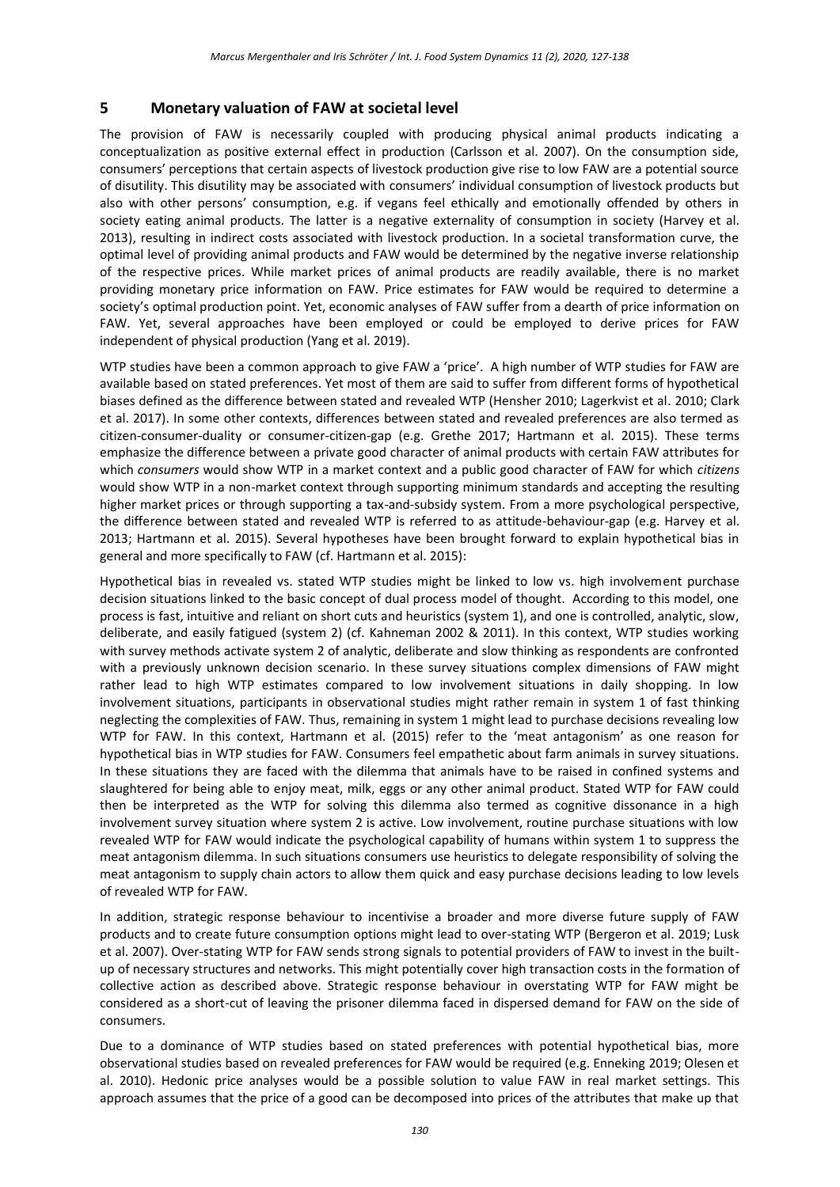## 5 Monetary valuation of FAW at societal level

The provision of FAW is necessarily coupled with producing physical animal products indicating a conceptualization as positive external effect in production (Carlsson et al. 2007). On the consumption side, consumers' perceptions that certain aspects of livestock production give rise to low FAW are a potential source of disutility. This disutility may be associated with consumers' individual consumption of livestock products but also with other persons' consumption, e.g. if vegans feel ethically and emotionally offended by others in society eating animal products. The latter is a negative externality of consumption in society (Harvey et al. 2013), resulting in indirect costs associated with livestock production. In a societal transformation curve, the optimal level of providing animal products and FAW would be determined by the negative inverse relationship of the respective prices. While market prices of animal products are readily available, there is no market providing monetary price information on FAW. Price estimates for FAW would be required to determine a society's optimal production point. Yet, economic analyses of FAW suffer from a dearth of price information on FAW. Yet, several approaches have been employed or could be employed to derive prices for FAW independent of physical production (Yang et al. 2019).

WTP studies have been a common approach to give FAW a 'price'. A high number of WTP studies for FAW are available based on stated preferences. Yet most of them are said to suffer from different forms of hypothetical biases defined as the difference between stated and revealed WTP (Hensher 2010; Lagerkvist et al. 2010; Clark et al. 2017). In some other contexts, differences between stated and revealed preferences are also termed as citizen-consumer-duality or consumer-citizen-gap (e.g. Grethe 2017; Hartmann et al. 2015). These terms emphasize the difference between a private good character of animal products with certain FAW attributes for which *consumers* would show WTP in a market context and a public good character of FAW for which *citizens* would show WTP in a non-market context through supporting minimum standards and accepting the resulting higher market prices or through supporting a tax-and-subsidy system. From a more psychological perspective, the difference between stated and revealed WTP is referred to as attitude-behaviour-gap (e.g. Harvey et al. 2013; Hartmann et al. 2015). Several hypotheses have been brought forward to explain hypothetical bias in general and more specifically to FAW (cf. Hartmann et al. 2015):

Hypothetical bias in revealed vs. stated WTP studies might be linked to low vs. high involvement purchase decision situations linked to the basic concept of dual process model of thought. According to this model, one process is fast, intuitive and reliant on short cuts and heuristics (system 1), and one is controlled, analytic, slow, deliberate, and easily fatigued (system 2) (cf. Kahneman 2002 & 2011). In this context, WTP studies working with survey methods activate system 2 of analytic, deliberate and slow thinking as respondents are confronted with a previously unknown decision scenario. In these survey situations complex dimensions of FAW might rather lead to high WTP estimates compared to low involvement situations in daily shopping. In low involvement situations, participants in observational studies might rather remain in system 1 of fast thinking neglecting the complexities of FAW. Thus, remaining in system 1 might lead to purchase decisions revealing low WTP for FAW. In this context, Hartmann et al. (2015) refer to the 'meat antagonism' as one reason for hypothetical bias in WTP studies for FAW. Consumers feel empathetic about farm animals in survey situations. In these situations they are faced with the dilemma that animals have to be raised in confined systems and slaughtered for being able to enjoy meat, milk, eggs or any other animal product. Stated WTP for FAW could then be interpreted as the WTP for solving this dilemma also termed as cognitive dissonance in a high involvement survey situation where system 2 is active. Low involvement, routine purchase situations with low revealed WTP for FAW would indicate the psychological capability of humans within system 1 to suppress the meat antagonism dilemma. In such situations consumers use heuristics to delegate responsibility of solving the meat antagonism to supply chain actors to allow them quick and easy purchase decisions leading to low levels of revealed WTP for FAW.

In addition, strategic response behaviour to incentivise a broader and more diverse future supply of FAW products and to create future consumption options might lead to over-stating WTP (Bergeron et al. 2019; Lusk et al. 2007). Over-stating WTP for FAW sends strong signals to potential providers of FAW to invest in the built-up of necessary structures and networks. This might potentially cover high transaction costs in the formation of collective action as described above. Strategic response behaviour in overstating WTP for FAW might be considered as a short-cut of leaving the prisoner dilemma faced in dispersed demand for FAW on the side of consumers.

Due to a dominance of WTP studies based on stated preferences with potential hypothetical bias, more observational studies based on revealed preferences for FAW would be required (e.g. Enneking 2019; Olesen et al. 2010). Hedonic price analyses would be a possible solution to value FAW in real market settings. This approach assumes that the price of a good can be decomposed into prices of the attributes that make up that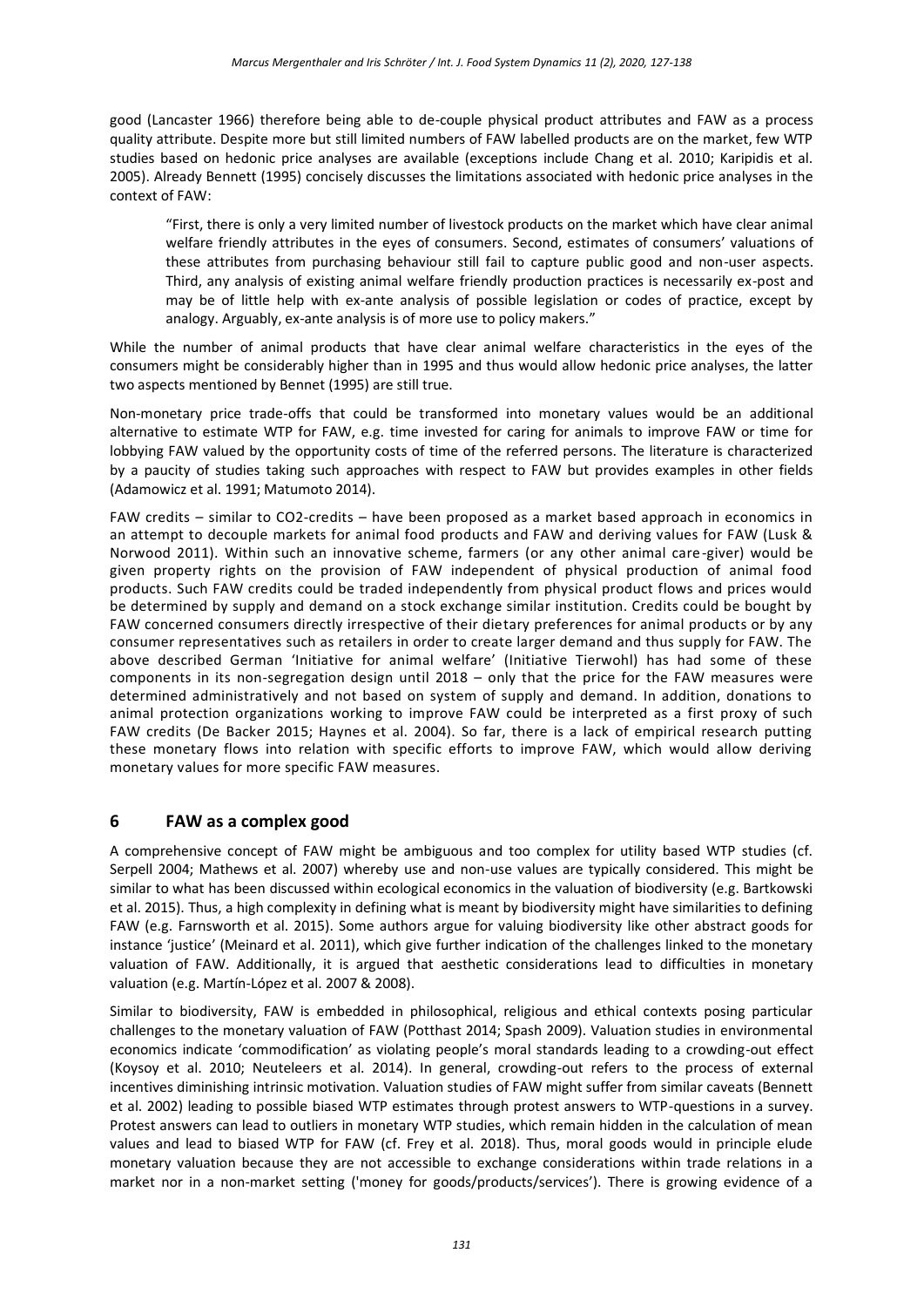good (Lancaster 1966) therefore being able to de-couple physical product attributes and FAW as a process quality attribute. Despite more but still limited numbers of FAW labelled products are on the market, few WTP studies based on hedonic price analyses are available (exceptions include Chang et al. 2010; Karipidis et al. 2005). Already Bennett (1995) concisely discusses the limitations associated with hedonic price analyses in the context of FAW:

> "First, there is only a very limited number of livestock products on the market which have clear animal welfare friendly attributes in the eyes of consumers. Second, estimates of consumers' valuations of these attributes from purchasing behaviour still fail to capture public good and non-user aspects. Third, any analysis of existing animal welfare friendly production practices is necessarily ex-post and may be of little help with ex-ante analysis of possible legislation or codes of practice, except by analogy. Arguably, ex-ante analysis is of more use to policy makers."

While the number of animal products that have clear animal welfare characteristics in the eyes of the consumers might be considerably higher than in 1995 and thus would allow hedonic price analyses, the latter two aspects mentioned by Bennet (1995) are still true.

Non-monetary price trade-offs that could be transformed into monetary values would be an additional alternative to estimate WTP for FAW, e.g. time invested for caring for animals to improve FAW or time for lobbying FAW valued by the opportunity costs of time of the referred persons. The literature is characterized by a paucity of studies taking such approaches with respect to FAW but provides examples in other fields (Adamowicz et al. 1991; Matumoto 2014).

FAW credits – similar to $CO_2$-credits – have been proposed as a market based approach in economics in an attempt to decouple markets for animal food products and FAW and deriving values for FAW (Lusk & Norwood 2011). Within such an innovative scheme, farmers (or any other animal care-giver) would be given property rights on the provision of FAW independent of physical production of animal food products. Such FAW credits could be traded independently from physical product flows and prices would be determined by supply and demand on a stock exchange similar institution. Credits could be bought by FAW concerned consumers directly irrespective of their dietary preferences for animal products or by any consumer representatives such as retailers in order to create larger demand and thus supply for FAW. The above described German 'Initiative for animal welfare' (Initiative Tierwohl) has had some of these components in its non-segregation design until 2018 – only that the price for the FAW measures were determined administratively and not based on system of supply and demand. In addition, donations to animal protection organizations working to improve FAW could be interpreted as a first proxy of such FAW credits (De Backer 2015; Haynes et al. 2004). So far, there is a lack of empirical research putting these monetary flows into relation with specific efforts to improve FAW, which would allow deriving monetary values for more specific FAW measures.

## 6 FAW as a complex good

A comprehensive concept of FAW might be ambiguous and too complex for utility based WTP studies (cf. Serpell 2004; Mathews et al. 2007) whereby use and non-use values are typically considered. This might be similar to what has been discussed within ecological economics in the valuation of biodiversity (e.g. Bartkowski et al. 2015). Thus, a high complexity in defining what is meant by biodiversity might have similarities to defining FAW (e.g. Farnsworth et al. 2015). Some authors argue for valuing biodiversity like other abstract goods for instance 'justice' (Meinard et al. 2011), which give further indication of the challenges linked to the monetary valuation of FAW. Additionally, it is argued that aesthetic considerations lead to difficulties in monetary valuation (e.g. Martín-López et al. 2007 & 2008).

Similar to biodiversity, FAW is embedded in philosophical, religious and ethical contexts posing particular challenges to the monetary valuation of FAW (Potthast 2014; Spash 2009). Valuation studies in environmental economics indicate 'commodification' as violating people's moral standards leading to a crowding-out effect (Koysoy et al. 2010; Neuteleers et al. 2014). In general, crowding-out refers to the process of external incentives diminishing intrinsic motivation. Valuation studies of FAW might suffer from similar caveats (Bennett et al. 2002) leading to possible biased WTP estimates through protest answers to WTP-questions in a survey. Protest answers can lead to outliers in monetary WTP studies, which remain hidden in the calculation of mean values and lead to biased WTP for FAW (cf. Frey et al. 2018). Thus, moral goods would in principle elude monetary valuation because they are not accessible to exchange considerations within trade relations in a market nor in a non-market setting ('money for goods/products/services'). There is growing evidence of a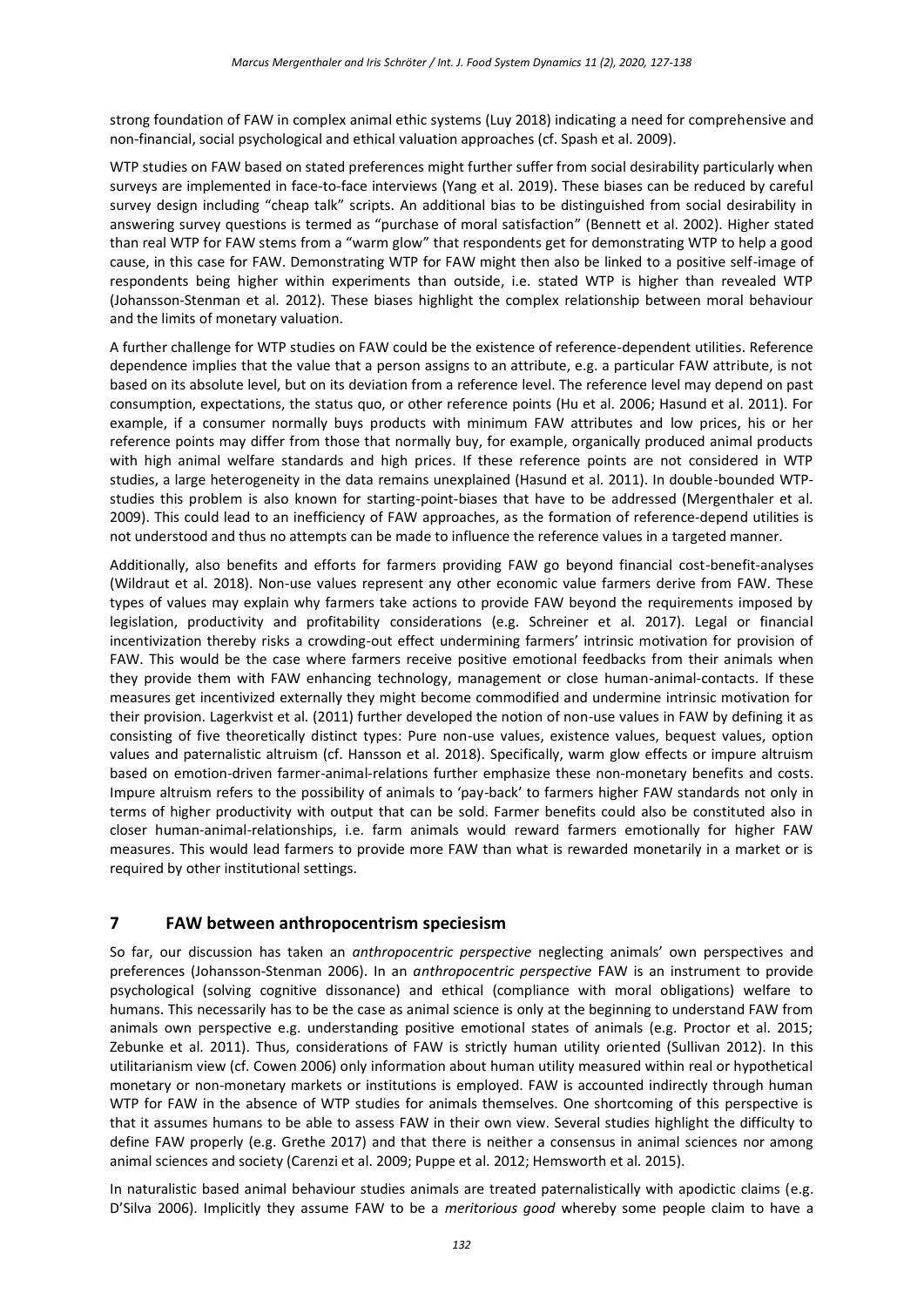strong foundation of FAW in complex animal ethic systems (Luy 2018) indicating a need for comprehensive and non-financial, social psychological and ethical valuation approaches (cf. Spash et al. 2009).

WTP studies on FAW based on stated preferences might further suffer from social desirability particularly when surveys are implemented in face-to-face interviews (Yang et al. 2019). These biases can be reduced by careful survey design including "cheap talk" scripts. An additional bias to be distinguished from social desirability in answering survey questions is termed as "purchase of moral satisfaction" (Bennett et al. 2002). Higher stated than real WTP for FAW stems from a "warm glow" that respondents get for demonstrating WTP to help a good cause, in this case for FAW. Demonstrating WTP for FAW might then also be linked to a positive self-image of respondents being higher within experiments than outside, i.e. stated WTP is higher than revealed WTP (Johansson-Stenman et al. 2012). These biases highlight the complex relationship between moral behaviour and the limits of monetary valuation.

A further challenge for WTP studies on FAW could be the existence of reference-dependent utilities. Reference dependence implies that the value that a person assigns to an attribute, e.g. a particular FAW attribute, is not based on its absolute level, but on its deviation from a reference level. The reference level may depend on past consumption, expectations, the status quo, or other reference points (Hu et al. 2006; Hasund et al. 2011). For example, if a consumer normally buys products with minimum FAW attributes and low prices, his or her reference points may differ from those that normally buy, for example, organically produced animal products with high animal welfare standards and high prices. If these reference points are not considered in WTP studies, a large heterogeneity in the data remains unexplained (Hasund et al. 2011). In double-bounded WTP-studies this problem is also known for starting-point-biases that have to be addressed (Mergenthaler et al. 2009). This could lead to an inefficiency of FAW approaches, as the formation of reference-depend utilities is not understood and thus no attempts can be made to influence the reference values in a targeted manner.

Additionally, also benefits and efforts for farmers providing FAW go beyond financial cost-benefit-analyses (Wildraut et al. 2018). Non-use values represent any other economic value farmers derive from FAW. These types of values may explain why farmers take actions to provide FAW beyond the requirements imposed by legislation, productivity and profitability considerations (e.g. Schreiner et al. 2017). Legal or financial incentivization thereby risks a crowding-out effect undermining farmers' intrinsic motivation for provision of FAW. This would be the case where farmers receive positive emotional feedbacks from their animals when they provide them with FAW enhancing technology, management or close human-animal-contacts. If these measures get incentivized externally they might become commodified and undermine intrinsic motivation for their provision. Lagerkvist et al. (2011) further developed the notion of non-use values in FAW by defining it as consisting of five theoretically distinct types: Pure non-use values, existence values, bequest values, option values and paternalistic altruism (cf. Hansson et al. 2018). Specifically, warm glow effects or impure altruism based on emotion-driven farmer-animal-relations further emphasize these non-monetary benefits and costs. Impure altruism refers to the possibility of animals to 'pay-back' to farmers higher FAW standards not only in terms of higher productivity with output that can be sold. Farmer benefits could also be constituted also in closer human-animal-relationships, i.e. farm animals would reward farmers emotionally for higher FAW measures. This would lead farmers to provide more FAW than what is rewarded monetarily in a market or is required by other institutional settings.

## 7 FAW between anthropocentrism speciesism

So far, our discussion has taken an *anthropocentric perspective* neglecting animals' own perspectives and preferences (Johansson-Stenman 2006). In an *anthropocentric perspective* FAW is an instrument to provide psychological (solving cognitive dissonance) and ethical (compliance with moral obligations) welfare to humans. This necessarily has to be the case as animal science is only at the beginning to understand FAW from animals own perspective e.g. understanding positive emotional states of animals (e.g. Proctor et al. 2015; Zebunke et al. 2011). Thus, considerations of FAW is strictly human utility oriented (Sullivan 2012). In this utilitarianism view (cf. Cowen 2006) only information about human utility measured within real or hypothetical monetary or non-monetary markets or institutions is employed. FAW is accounted indirectly through human WTP for FAW in the absence of WTP studies for animals themselves. One shortcoming of this perspective is that it assumes humans to be able to assess FAW in their own view. Several studies highlight the difficulty to define FAW properly (e.g. Grethe 2017) and that there is neither a consensus in animal sciences nor among animal sciences and society (Carenzi et al. 2009; Puppe et al. 2012; Hemsworth et al. 2015).

In naturalistic based animal behaviour studies animals are treated paternalistically with apodictic claims (e.g. D'Silva 2006). Implicitly they assume FAW to be a *meritorious good* whereby some people claim to have a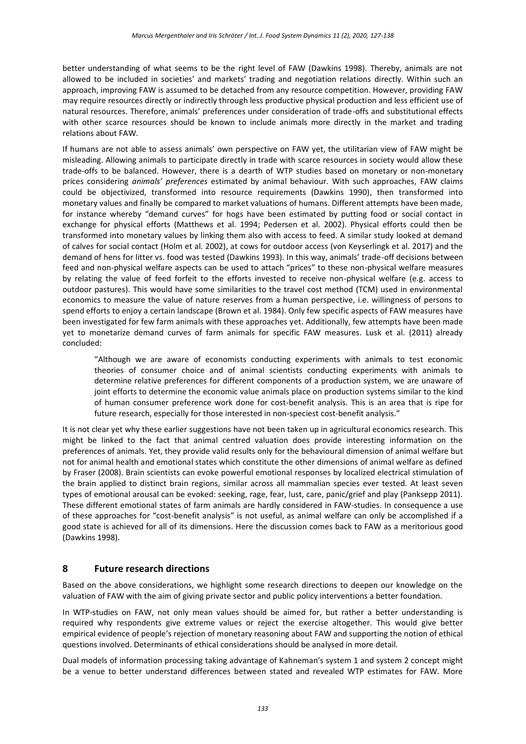better understanding of what seems to be the right level of FAW (Dawkins 1998). Thereby, animals are not allowed to be included in societies' and markets' trading and negotiation relations directly. Within such an approach, improving FAW is assumed to be detached from any resource competition. However, providing FAW may require resources directly or indirectly through less productive physical production and less efficient use of natural resources. Therefore, animals' preferences under consideration of trade-offs and substitutional effects with other scarce resources should be known to include animals more directly in the market and trading relations about FAW.

If humans are not able to assess animals' own perspective on FAW yet, the utilitarian view of FAW might be misleading. Allowing animals to participate directly in trade with scarce resources in society would allow these trade-offs to be balanced. However, there is a dearth of WTP studies based on monetary or non-monetary prices considering *animals' preferences* estimated by animal behaviour. With such approaches, FAW claims could be objectivized, transformed into resource requirements (Dawkins 1990), then transformed into monetary values and finally be compared to market valuations of humans. Different attempts have been made, for instance whereby "demand curves" for hogs have been estimated by putting food or social contact in exchange for physical efforts (Matthews et al. 1994; Pedersen et al. 2002). Physical efforts could then be transformed into monetary values by linking them also with access to feed. A similar study looked at demand of calves for social contact (Holm et al. 2002), at cows for outdoor access (von Keyserlingk et al. 2017) and the demand of hens for litter vs. food was tested (Dawkins 1993). In this way, animals' trade-off decisions between feed and non-physical welfare aspects can be used to attach "prices" to these non-physical welfare measures by relating the value of feed forfeit to the efforts invested to receive non-physical welfare (e.g. access to outdoor pastures). This would have some similarities to the travel cost method (TCM) used in environmental economics to measure the value of nature reserves from a human perspective, i.e. willingness of persons to spend efforts to enjoy a certain landscape (Brown et al. 1984). Only few specific aspects of FAW measures have been investigated for few farm animals with these approaches yet. Additionally, few attempts have been made yet to monetarize demand curves of farm animals for specific FAW measures. Lusk et al. (2011) already concluded:

> "Although we are aware of economists conducting experiments with animals to test economic theories of consumer choice and of animal scientists conducting experiments with animals to determine relative preferences for different components of a production system, we are unaware of joint efforts to determine the economic value animals place on production systems similar to the kind of human consumer preference work done for cost-benefit analysis. This is an area that is ripe for future research, especially for those interested in non-speciest cost-benefit analysis."

It is not clear yet why these earlier suggestions have not been taken up in agricultural economics research. This might be linked to the fact that animal centred valuation does provide interesting information on the preferences of animals. Yet, they provide valid results only for the behavioural dimension of animal welfare but not for animal health and emotional states which constitute the other dimensions of animal welfare as defined by Fraser (2008). Brain scientists can evoke powerful emotional responses by localized electrical stimulation of the brain applied to distinct brain regions, similar across all mammalian species ever tested. At least seven types of emotional arousal can be evoked: seeking, rage, fear, lust, care, panic/grief and play (Panksepp 2011). These different emotional states of farm animals are hardly considered in FAW-studies. In consequence a use of these approaches for "cost-benefit analysis" is not useful, as animal welfare can only be accomplished if a good state is achieved for all of its dimensions. Here the discussion comes back to FAW as a meritorious good (Dawkins 1998).

## 8 Future research directions

Based on the above considerations, we highlight some research directions to deepen our knowledge on the valuation of FAW with the aim of giving private sector and public policy interventions a better foundation.

In WTP-studies on FAW, not only mean values should be aimed for, but rather a better understanding is required why respondents give extreme values or reject the exercise altogether. This would give better empirical evidence of people's rejection of monetary reasoning about FAW and supporting the notion of ethical questions involved. Determinants of ethical considerations should be analysed in more detail.

Dual models of information processing taking advantage of Kahneman's system 1 and system 2 concept might be a venue to better understand differences between stated and revealed WTP estimates for FAW. More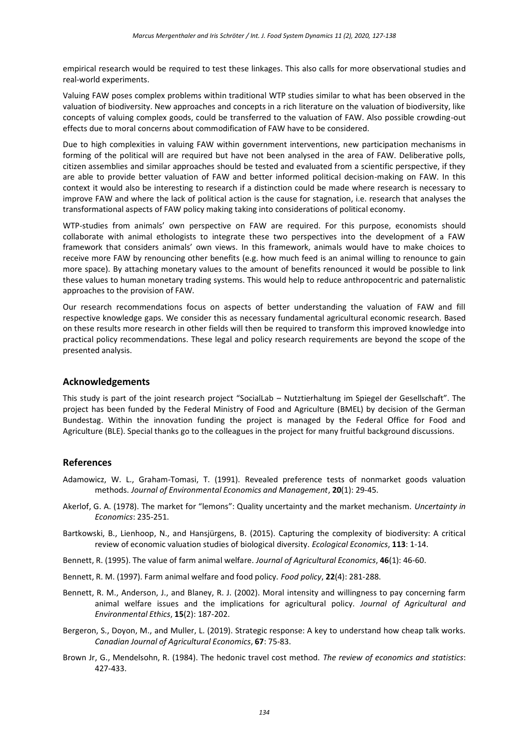empirical research would be required to test these linkages. This also calls for more observational studies and real-world experiments.

Valuing FAW poses complex problems within traditional WTP studies similar to what has been observed in the valuation of biodiversity. New approaches and concepts in a rich literature on the valuation of biodiversity, like concepts of valuing complex goods, could be transferred to the valuation of FAW. Also possible crowding-out effects due to moral concerns about commodification of FAW have to be considered.

Due to high complexities in valuing FAW within government interventions, new participation mechanisms in forming of the political will are required but have not been analysed in the area of FAW. Deliberative polls, citizen assemblies and similar approaches should be tested and evaluated from a scientific perspective, if they are able to provide better valuation of FAW and better informed political decision-making on FAW. In this context it would also be interesting to research if a distinction could be made where research is necessary to improve FAW and where the lack of political action is the cause for stagnation, i.e. research that analyses the transformational aspects of FAW policy making taking into considerations of political economy.

WTP-studies from animals' own perspective on FAW are required. For this purpose, economists should collaborate with animal ethologists to integrate these two perspectives into the development of a FAW framework that considers animals' own views. In this framework, animals would have to make choices to receive more FAW by renouncing other benefits (e.g. how much feed is an animal willing to renounce to gain more space). By attaching monetary values to the amount of benefits renounced it would be possible to link these values to human monetary trading systems. This would help to reduce anthropocentric and paternalistic approaches to the provision of FAW.

Our research recommendations focus on aspects of better understanding the valuation of FAW and fill respective knowledge gaps. We consider this as necessary fundamental agricultural economic research. Based on these results more research in other fields will then be required to transform this improved knowledge into practical policy recommendations. These legal and policy research requirements are beyond the scope of the presented analysis.

## Acknowledgements

This study is part of the joint research project "SocialLab – Nutztierhaltung im Spiegel der Gesellschaft". The project has been funded by the Federal Ministry of Food and Agriculture (BMEL) by decision of the German Bundestag. Within the innovation funding the project is managed by the Federal Office for Food and Agriculture (BLE). Special thanks go to the colleagues in the project for many fruitful background discussions.

## References

Adamowicz, W. L., Graham-Tomasi, T. (1991). Revealed preference tests of nonmarket goods valuation methods. *Journal of Environmental Economics and Management*, **20**(1): 29-45.

Akerlof, G. A. (1978). The market for "lemons": Quality uncertainty and the market mechanism. *Uncertainty in Economics*: 235-251.

Bartkowski, B., Lienhoop, N., and Hansjürgens, B. (2015). Capturing the complexity of biodiversity: A critical review of economic valuation studies of biological diversity. *Ecological Economics*, **113**: 1-14.

Bennett, R. (1995). The value of farm animal welfare. *Journal of Agricultural Economics*, **46**(1): 46-60.

Bennett, R. M. (1997). Farm animal welfare and food policy. *Food policy*, **22**(4): 281-288.

Bennett, R. M., Anderson, J., and Blaney, R. J. (2002). Moral intensity and willingness to pay concerning farm animal welfare issues and the implications for agricultural policy. *Journal of Agricultural and Environmental Ethics*, **15**(2): 187-202.

Bergeron, S., Doyon, M., and Muller, L. (2019). Strategic response: A key to understand how cheap talk works. *Canadian Journal of Agricultural Economics*, **67**: 75-83.

Brown Jr, G., Mendelsohn, R. (1984). The hedonic travel cost method. *The review of economics and statistics*: 427-433.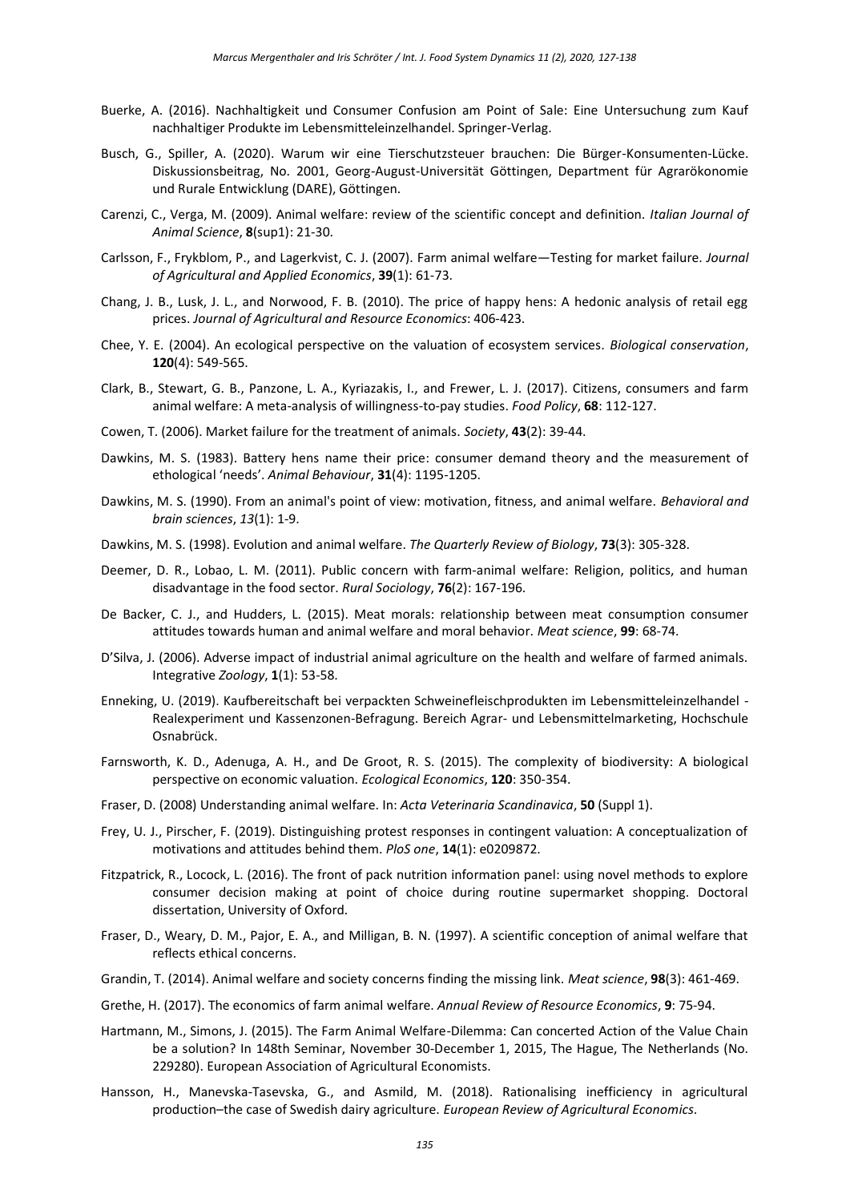Buerke, A. (2016). Nachhaltigkeit und Consumer Confusion am Point of Sale: Eine Untersuchung zum Kauf nachhaltiger Produkte im Lebensmitteleinzelhandel. Springer-Verlag.

Busch, G., Spiller, A. (2020). Warum wir eine Tierschutzsteuer brauchen: Die Bürger-Konsumenten-Lücke. Diskussionsbeitrag, No. 2001, Georg-August-Universität Göttingen, Department für Agrarökonomie und Rurale Entwicklung (DARE), Göttingen.

Carenzi, C., Verga, M. (2009). Animal welfare: review of the scientific concept and definition. *Italian Journal of Animal Science*, **8**(sup1): 21-30.

Carlsson, F., Frykblom, P., and Lagerkvist, C. J. (2007). Farm animal welfare—Testing for market failure. *Journal of Agricultural and Applied Economics*, **39**(1): 61-73.

Chang, J. B., Lusk, J. L., and Norwood, F. B. (2010). The price of happy hens: A hedonic analysis of retail egg prices. *Journal of Agricultural and Resource Economics*: 406-423.

Chee, Y. E. (2004). An ecological perspective on the valuation of ecosystem services. *Biological conservation*, **120**(4): 549-565.

Clark, B., Stewart, G. B., Panzone, L. A., Kyriazakis, I., and Frewer, L. J. (2017). Citizens, consumers and farm animal welfare: A meta-analysis of willingness-to-pay studies. *Food Policy*, **68**: 112-127.

Cowen, T. (2006). Market failure for the treatment of animals. *Society*, **43**(2): 39-44.

Dawkins, M. S. (1983). Battery hens name their price: consumer demand theory and the measurement of ethological 'needs'. *Animal Behaviour*, **31**(4): 1195-1205.

Dawkins, M. S. (1990). From an animal's point of view: motivation, fitness, and animal welfare. *Behavioral and brain sciences*, *13*(1): 1-9.

Dawkins, M. S. (1998). Evolution and animal welfare. *The Quarterly Review of Biology*, **73**(3): 305-328.

Deemer, D. R., Lobao, L. M. (2011). Public concern with farm-animal welfare: Religion, politics, and human disadvantage in the food sector. *Rural Sociology*, **76**(2): 167-196.

De Backer, C. J., and Hudders, L. (2015). Meat morals: relationship between meat consumption consumer attitudes towards human and animal welfare and moral behavior. *Meat science*, **99**: 68-74.

D'Silva, J. (2006). Adverse impact of industrial animal agriculture on the health and welfare of farmed animals. Integrative *Zoology*, **1**(1): 53-58.

Enneking, U. (2019). Kaufbereitschaft bei verpackten Schweinefleischprodukten im Lebensmitteleinzelhandel - Realexperiment und Kassenzonen-Befragung. Bereich Agrar- und Lebensmittelmarketing, Hochschule Osnabrück.

Farnsworth, K. D., Adenuga, A. H., and De Groot, R. S. (2015). The complexity of biodiversity: A biological perspective on economic valuation. *Ecological Economics*, **120**: 350-354.

Fraser, D. (2008) Understanding animal welfare. In: *Acta Veterinaria Scandinavica*, **50** (Suppl 1).

Frey, U. J., Pirscher, F. (2019). Distinguishing protest responses in contingent valuation: A conceptualization of motivations and attitudes behind them. *PloS one*, **14**(1): e0209872.

Fitzpatrick, R., Locock, L. (2016). The front of pack nutrition information panel: using novel methods to explore consumer decision making at point of choice during routine supermarket shopping. Doctoral dissertation, University of Oxford.

Fraser, D., Weary, D. M., Pajor, E. A., and Milligan, B. N. (1997). A scientific conception of animal welfare that reflects ethical concerns.

Grandin, T. (2014). Animal welfare and society concerns finding the missing link. *Meat science*, **98**(3): 461-469.

Grethe, H. (2017). The economics of farm animal welfare. *Annual Review of Resource Economics*, **9**: 75-94.

Hartmann, M., Simons, J. (2015). The Farm Animal Welfare-Dilemma: Can concerted Action of the Value Chain be a solution? In 148th Seminar, November 30-December 1, 2015, The Hague, The Netherlands (No. 229280). European Association of Agricultural Economists.

Hansson, H., Manevska-Tasevska, G., and Asmild, M. (2018). Rationalising inefficiency in agricultural production–the case of Swedish dairy agriculture. *European Review of Agricultural Economics*.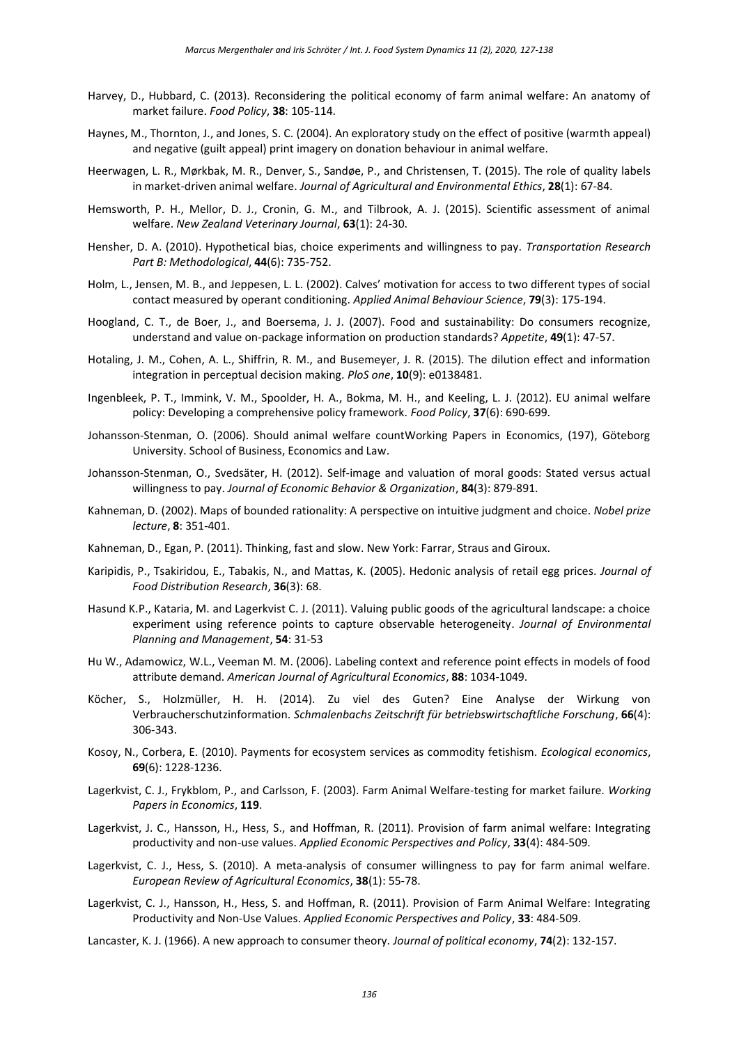Harvey, D., Hubbard, C. (2013). Reconsidering the political economy of farm animal welfare: An anatomy of market failure. *Food Policy*, **38**: 105-114.

Haynes, M., Thornton, J., and Jones, S. C. (2004). An exploratory study on the effect of positive (warmth appeal) and negative (guilt appeal) print imagery on donation behaviour in animal welfare.

Heerwagen, L. R., Mørkbak, M. R., Denver, S., Sandøe, P., and Christensen, T. (2015). The role of quality labels in market-driven animal welfare. *Journal of Agricultural and Environmental Ethics*, **28**(1): 67-84.

Hemsworth, P. H., Mellor, D. J., Cronin, G. M., and Tilbrook, A. J. (2015). Scientific assessment of animal welfare. *New Zealand Veterinary Journal*, **63**(1): 24-30.

Hensher, D. A. (2010). Hypothetical bias, choice experiments and willingness to pay. *Transportation Research Part B: Methodological*, **44**(6): 735-752.

Holm, L., Jensen, M. B., and Jeppesen, L. L. (2002). Calves' motivation for access to two different types of social contact measured by operant conditioning. *Applied Animal Behaviour Science*, **79**(3): 175-194.

Hoogland, C. T., de Boer, J., and Boersema, J. J. (2007). Food and sustainability: Do consumers recognize, understand and value on-package information on production standards? *Appetite*, **49**(1): 47-57.

Hotaling, J. M., Cohen, A. L., Shiffrin, R. M., and Busemeyer, J. R. (2015). The dilution effect and information integration in perceptual decision making. *PloS one*, **10**(9): e0138481.

Ingenbleek, P. T., Immink, V. M., Spoolder, H. A., Bokma, M. H., and Keeling, L. J. (2012). EU animal welfare policy: Developing a comprehensive policy framework. *Food Policy*, **37**(6): 690-699.

Johansson-Stenman, O. (2006). Should animal welfare countWorking Papers in Economics, (197), Göteborg University. School of Business, Economics and Law.

Johansson-Stenman, O., Svedsäter, H. (2012). Self-image and valuation of moral goods: Stated versus actual willingness to pay. *Journal of Economic Behavior & Organization*, **84**(3): 879-891.

Kahneman, D. (2002). Maps of bounded rationality: A perspective on intuitive judgment and choice. *Nobel prize lecture*, **8**: 351-401.

Kahneman, D., Egan, P. (2011). Thinking, fast and slow. New York: Farrar, Straus and Giroux.

Karipidis, P., Tsakiridou, E., Tabakis, N., and Mattas, K. (2005). Hedonic analysis of retail egg prices. *Journal of Food Distribution Research*, **36**(3): 68.

Hasund K.P., Kataria, M. and Lagerkvist C. J. (2011). Valuing public goods of the agricultural landscape: a choice experiment using reference points to capture observable heterogeneity. *Journal of Environmental Planning and Management*, **54**: 31-53

Hu W., Adamowicz, W.L., Veeman M. M. (2006). Labeling context and reference point effects in models of food attribute demand. *American Journal of Agricultural Economics*, **88**: 1034-1049.

Köcher, S., Holzmüller, H. H. (2014). Zu viel des Guten? Eine Analyse der Wirkung von Verbraucherschutzinformation. *Schmalenbachs Zeitschrift für betriebswirtschaftliche Forschung*, **66**(4): 306-343.

Kosoy, N., Corbera, E. (2010). Payments for ecosystem services as commodity fetishism. *Ecological economics*, **69**(6): 1228-1236.

Lagerkvist, C. J., Frykblom, P., and Carlsson, F. (2003). Farm Animal Welfare-testing for market failure. *Working Papers in Economics*, **119**.

Lagerkvist, J. C., Hansson, H., Hess, S., and Hoffman, R. (2011). Provision of farm animal welfare: Integrating productivity and non-use values. *Applied Economic Perspectives and Policy*, **33**(4): 484-509.

Lagerkvist, C. J., Hess, S. (2010). A meta-analysis of consumer willingness to pay for farm animal welfare. *European Review of Agricultural Economics*, **38**(1): 55-78.

Lagerkvist, C. J., Hansson, H., Hess, S. and Hoffman, R. (2011). Provision of Farm Animal Welfare: Integrating Productivity and Non-Use Values. *Applied Economic Perspectives and Policy*, **33**: 484-509.

Lancaster, K. J. (1966). A new approach to consumer theory. *Journal of political economy*, **74**(2): 132-157.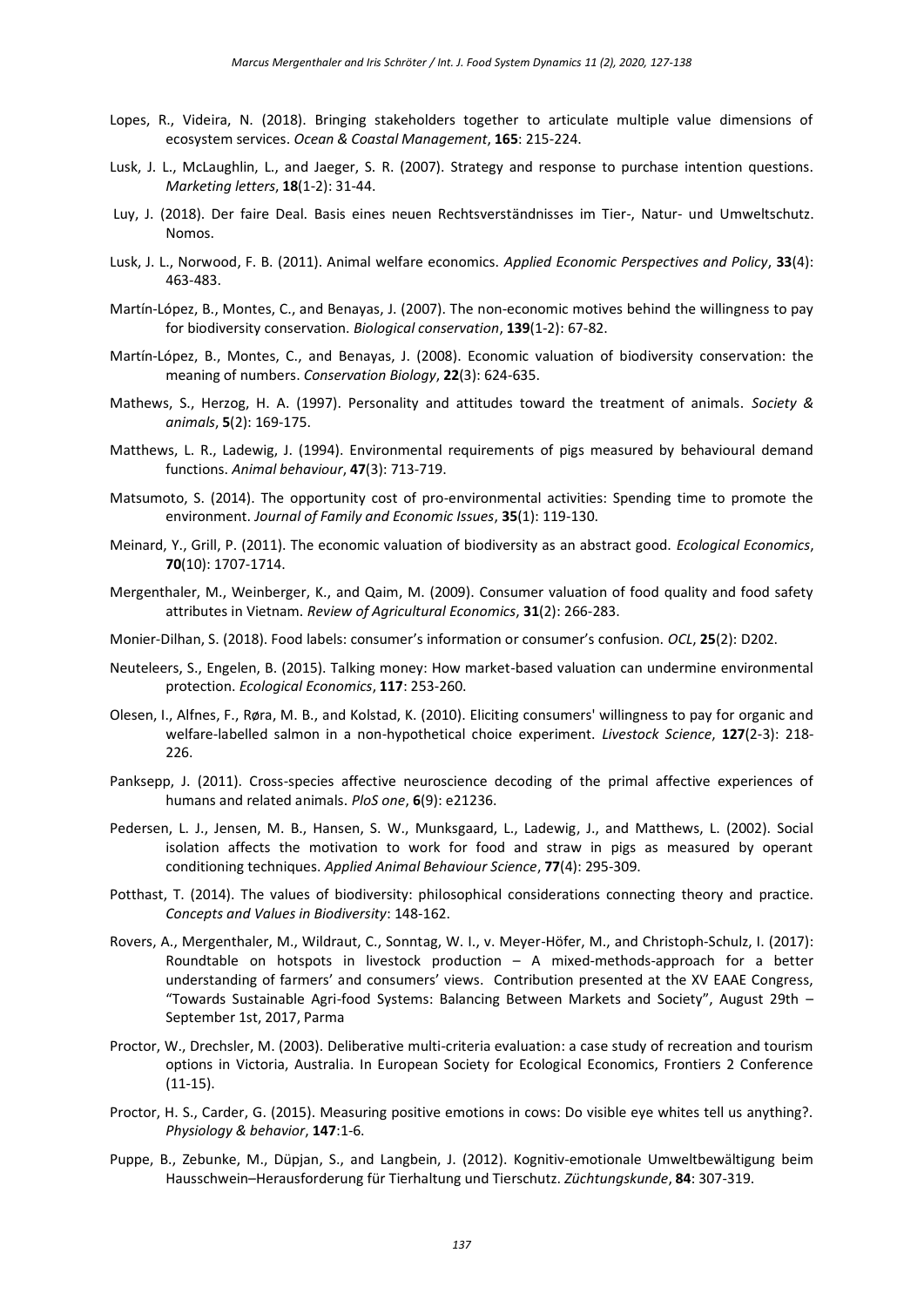Lopes, R., Videira, N. (2018). Bringing stakeholders together to articulate multiple value dimensions of ecosystem services. *Ocean & Coastal Management*, **165**: 215-224.

Lusk, J. L., McLaughlin, L., and Jaeger, S. R. (2007). Strategy and response to purchase intention questions. *Marketing letters*, **18**(1-2): 31-44.

Luy, J. (2018). Der faire Deal. Basis eines neuen Rechtsverständnisses im Tier-, Natur- und Umweltschutz. Nomos.

Lusk, J. L., Norwood, F. B. (2011). Animal welfare economics. *Applied Economic Perspectives and Policy*, **33**(4): 463-483.

Martín-López, B., Montes, C., and Benayas, J. (2007). The non-economic motives behind the willingness to pay for biodiversity conservation. *Biological conservation*, **139**(1-2): 67-82.

Martín-López, B., Montes, C., and Benayas, J. (2008). Economic valuation of biodiversity conservation: the meaning of numbers. *Conservation Biology*, **22**(3): 624-635.

Mathews, S., Herzog, H. A. (1997). Personality and attitudes toward the treatment of animals. *Society & animals*, **5**(2): 169-175.

Matthews, L. R., Ladewig, J. (1994). Environmental requirements of pigs measured by behavioural demand functions. *Animal behaviour*, **47**(3): 713-719.

Matsumoto, S. (2014). The opportunity cost of pro-environmental activities: Spending time to promote the environment. *Journal of Family and Economic Issues*, **35**(1): 119-130.

Meinard, Y., Grill, P. (2011). The economic valuation of biodiversity as an abstract good. *Ecological Economics*, **70**(10): 1707-1714.

Mergenthaler, M., Weinberger, K., and Qaim, M. (2009). Consumer valuation of food quality and food safety attributes in Vietnam. *Review of Agricultural Economics*, **31**(2): 266-283.

Monier-Dilhan, S. (2018). Food labels: consumer's information or consumer's confusion. *OCL*, **25**(2): D202.

Neuteleers, S., Engelen, B. (2015). Talking money: How market-based valuation can undermine environmental protection. *Ecological Economics*, **117**: 253-260.

Olesen, I., Alfnes, F., Røra, M. B., and Kolstad, K. (2010). Eliciting consumers' willingness to pay for organic and welfare-labelled salmon in a non-hypothetical choice experiment. *Livestock Science*, **127**(2-3): 218-226.

Panksepp, J. (2011). Cross-species affective neuroscience decoding of the primal affective experiences of humans and related animals. *PloS one*, **6**(9): e21236.

Pedersen, L. J., Jensen, M. B., Hansen, S. W., Munksgaard, L., Ladewig, J., and Matthews, L. (2002). Social isolation affects the motivation to work for food and straw in pigs as measured by operant conditioning techniques. *Applied Animal Behaviour Science*, **77**(4): 295-309.

Potthast, T. (2014). The values of biodiversity: philosophical considerations connecting theory and practice. *Concepts and Values in Biodiversity*: 148-162.

Rovers, A., Mergenthaler, M., Wildraut, C., Sonntag, W. I., v. Meyer-Höfer, M., and Christoph-Schulz, I. (2017): Roundtable on hotspots in livestock production – A mixed-methods-approach for a better understanding of farmers' and consumers' views. Contribution presented at the XV EAAE Congress, "Towards Sustainable Agri-food Systems: Balancing Between Markets and Society", August 29th – September 1st, 2017, Parma

Proctor, W., Drechsler, M. (2003). Deliberative multi-criteria evaluation: a case study of recreation and tourism options in Victoria, Australia. In European Society for Ecological Economics, Frontiers 2 Conference (11-15).

Proctor, H. S., Carder, G. (2015). Measuring positive emotions in cows: Do visible eye whites tell us anything?. *Physiology & behavior*, **147**:1-6.

Puppe, B., Zebunke, M., Düpjan, S., and Langbein, J. (2012). Kognitiv-emotionale Umweltbewältigung beim Hausschwein–Herausforderung für Tierhaltung und Tierschutz. *Züchtungskunde*, **84**: 307-319.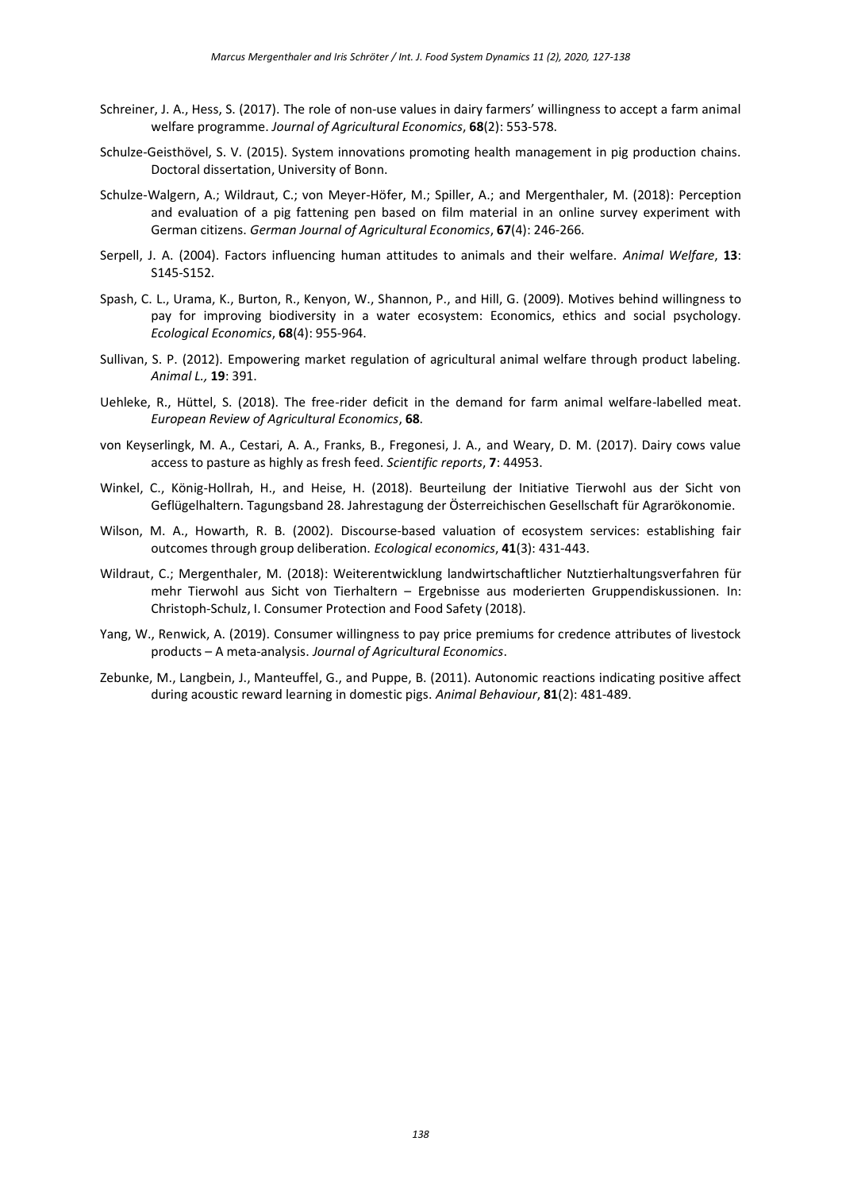Schreiner, J. A., Hess, S. (2017). The role of non-use values in dairy farmers' willingness to accept a farm animal welfare programme. *Journal of Agricultural Economics*, **68**(2): 553-578.

Schulze-Geisthövel, S. V. (2015). System innovations promoting health management in pig production chains. Doctoral dissertation, University of Bonn.

Schulze-Walgern, A.; Wildraut, C.; von Meyer-Höfer, M.; Spiller, A.; and Mergenthaler, M. (2018): Perception and evaluation of a pig fattening pen based on film material in an online survey experiment with German citizens. *German Journal of Agricultural Economics*, **67**(4): 246-266.

Serpell, J. A. (2004). Factors influencing human attitudes to animals and their welfare. *Animal Welfare*, **13**: S145-S152.

Spash, C. L., Urama, K., Burton, R., Kenyon, W., Shannon, P., and Hill, G. (2009). Motives behind willingness to pay for improving biodiversity in a water ecosystem: Economics, ethics and social psychology. *Ecological Economics*, **68**(4): 955-964.

Sullivan, S. P. (2012). Empowering market regulation of agricultural animal welfare through product labeling. *Animal L.,* **19**: 391.

Uehleke, R., Hüttel, S. (2018). The free-rider deficit in the demand for farm animal welfare-labelled meat. *European Review of Agricultural Economics*, **68**.

von Keyserlingk, M. A., Cestari, A. A., Franks, B., Fregonesi, J. A., and Weary, D. M. (2017). Dairy cows value access to pasture as highly as fresh feed. *Scientific reports*, **7**: 44953.

Winkel, C., König-Hollrah, H., and Heise, H. (2018). Beurteilung der Initiative Tierwohl aus der Sicht von Geflügelhaltern. Tagungsband 28. Jahrestagung der Österreichischen Gesellschaft für Agrarökonomie.

Wilson, M. A., Howarth, R. B. (2002). Discourse-based valuation of ecosystem services: establishing fair outcomes through group deliberation. *Ecological economics*, **41**(3): 431-443.

Wildraut, C.; Mergenthaler, M. (2018): Weiterentwicklung landwirtschaftlicher Nutztierhaltungsverfahren für mehr Tierwohl aus Sicht von Tierhaltern – Ergebnisse aus moderierten Gruppendiskussionen. In: Christoph-Schulz, I. Consumer Protection and Food Safety (2018).

Yang, W., Renwick, A. (2019). Consumer willingness to pay price premiums for credence attributes of livestock products – A meta-analysis. *Journal of Agricultural Economics*.

Zebunke, M., Langbein, J., Manteuffel, G., and Puppe, B. (2011). Autonomic reactions indicating positive affect during acoustic reward learning in domestic pigs. *Animal Behaviour*, **81**(2): 481-489.